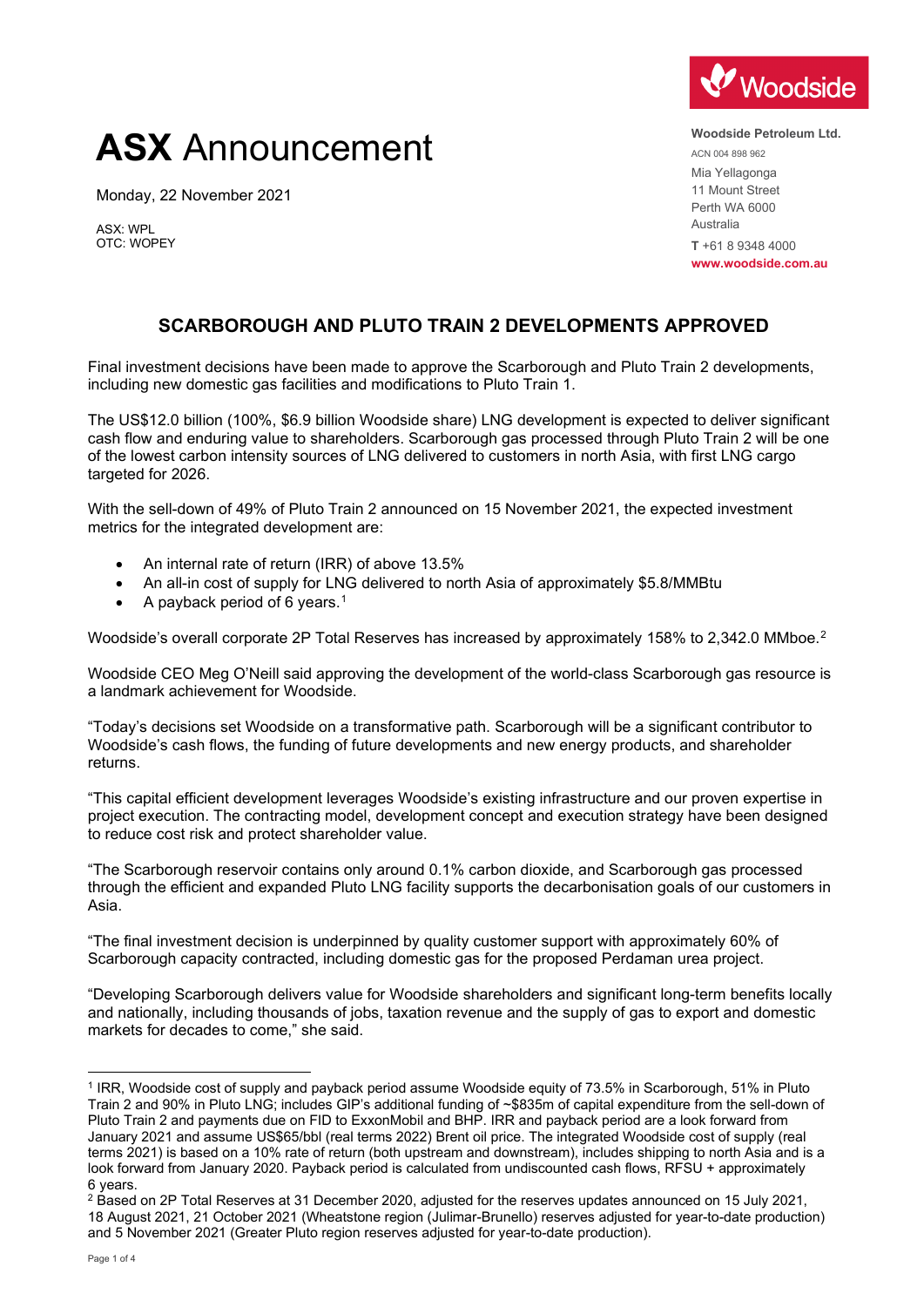# ASX Announcement

Monday, 22 November 2021

ASX: WPL
OTC: WOPEY

**Woodside Petroleum Ltd.**
ACN 004 898 962
Mia Yellagonga
11 Mount Street
Perth WA 6000
Australia
**T** +61 8 9348 4000
**www.woodside.com.au**

## SCARBOROUGH AND PLUTO TRAIN 2 DEVELOPMENTS APPROVED

Final investment decisions have been made to approve the Scarborough and Pluto Train 2 developments, including new domestic gas facilities and modifications to Pluto Train 1.

The US$12.0 billion (100%, $6.9 billion Woodside share) LNG development is expected to deliver significant cash flow and enduring value to shareholders. Scarborough gas processed through Pluto Train 2 will be one of the lowest carbon intensity sources of LNG delivered to customers in north Asia, with first LNG cargo targeted for 2026.

With the sell-down of 49% of Pluto Train 2 announced on 15 November 2021, the expected investment metrics for the integrated development are:

- An internal rate of return (IRR) of above 13.5%
- An all-in cost of supply for LNG delivered to north Asia of approximately $5.8/MMBtu
- A payback period of 6 years.[1]

Woodside's overall corporate 2P Total Reserves has increased by approximately 158% to 2,342.0 MMboe.[2]

Woodside CEO Meg O'Neill said approving the development of the world-class Scarborough gas resource is a landmark achievement for Woodside.

"Today's decisions set Woodside on a transformative path. Scarborough will be a significant contributor to Woodside's cash flows, the funding of future developments and new energy products, and shareholder returns.

"This capital efficient development leverages Woodside's existing infrastructure and our proven expertise in project execution. The contracting model, development concept and execution strategy have been designed to reduce cost risk and protect shareholder value.

"The Scarborough reservoir contains only around 0.1% carbon dioxide, and Scarborough gas processed through the efficient and expanded Pluto LNG facility supports the decarbonisation goals of our customers in Asia.

"The final investment decision is underpinned by quality customer support with approximately 60% of Scarborough capacity contracted, including domestic gas for the proposed Perdaman urea project.

"Developing Scarborough delivers value for Woodside shareholders and significant long-term benefits locally and nationally, including thousands of jobs, taxation revenue and the supply of gas to export and domestic markets for decades to come," she said.

---

[1] IRR, Woodside cost of supply and payback period assume Woodside equity of 73.5% in Scarborough, 51% in Pluto Train 2 and 90% in Pluto LNG; includes GIP's additional funding of ~$835m of capital expenditure from the sell-down of Pluto Train 2 and payments due on FID to ExxonMobil and BHP. IRR and payback period are a look forward from January 2021 and assume US$65/bbl (real terms 2022) Brent oil price. The integrated Woodside cost of supply (real terms 2021) is based on a 10% rate of return (both upstream and downstream), includes shipping to north Asia and is a look forward from January 2020. Payback period is calculated from undiscounted cash flows, RFSU + approximately 6 years.

[2] Based on 2P Total Reserves at 31 December 2020, adjusted for the reserves updates announced on 15 July 2021, 18 August 2021, 21 October 2021 (Wheatstone region (Julimar-Brunello) reserves adjusted for year-to-date production) and 5 November 2021 (Greater Pluto region reserves adjusted for year-to-date production).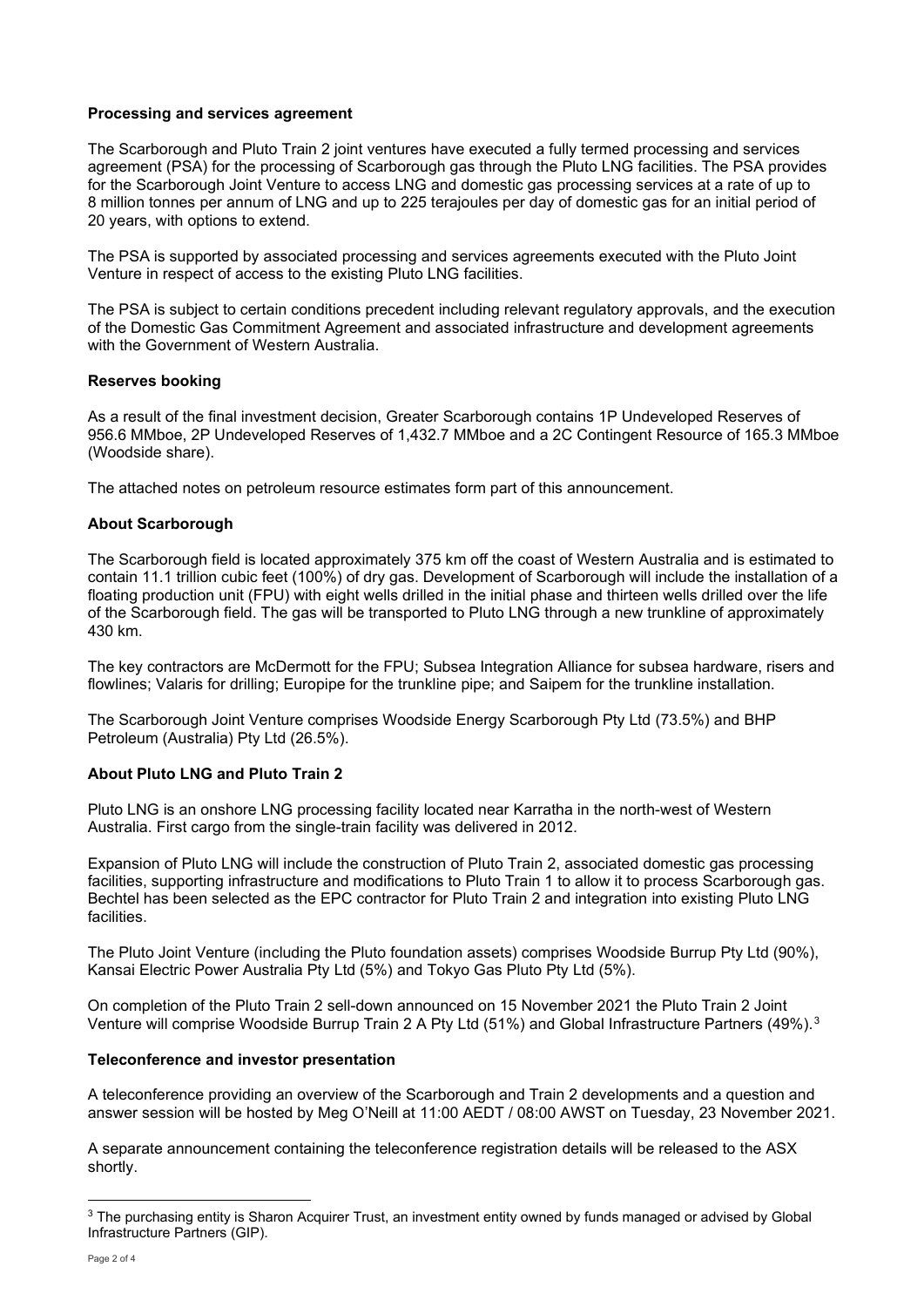**Processing and services agreement**

The Scarborough and Pluto Train 2 joint ventures have executed a fully termed processing and services agreement (PSA) for the processing of Scarborough gas through the Pluto LNG facilities. The PSA provides for the Scarborough Joint Venture to access LNG and domestic gas processing services at a rate of up to 8 million tonnes per annum of LNG and up to 225 terajoules per day of domestic gas for an initial period of 20 years, with options to extend.

The PSA is supported by associated processing and services agreements executed with the Pluto Joint Venture in respect of access to the existing Pluto LNG facilities.

The PSA is subject to certain conditions precedent including relevant regulatory approvals, and the execution of the Domestic Gas Commitment Agreement and associated infrastructure and development agreements with the Government of Western Australia.

**Reserves booking**

As a result of the final investment decision, Greater Scarborough contains 1P Undeveloped Reserves of 956.6 MMboe, 2P Undeveloped Reserves of 1,432.7 MMboe and a 2C Contingent Resource of 165.3 MMboe (Woodside share).

The attached notes on petroleum resource estimates form part of this announcement.

**About Scarborough**

The Scarborough field is located approximately 375 km off the coast of Western Australia and is estimated to contain 11.1 trillion cubic feet (100%) of dry gas. Development of Scarborough will include the installation of a floating production unit (FPU) with eight wells drilled in the initial phase and thirteen wells drilled over the life of the Scarborough field. The gas will be transported to Pluto LNG through a new trunkline of approximately 430 km.

The key contractors are McDermott for the FPU; Subsea Integration Alliance for subsea hardware, risers and flowlines; Valaris for drilling; Europipe for the trunkline pipe; and Saipem for the trunkline installation.

The Scarborough Joint Venture comprises Woodside Energy Scarborough Pty Ltd (73.5%) and BHP Petroleum (Australia) Pty Ltd (26.5%).

**About Pluto LNG and Pluto Train 2**

Pluto LNG is an onshore LNG processing facility located near Karratha in the north-west of Western Australia. First cargo from the single-train facility was delivered in 2012.

Expansion of Pluto LNG will include the construction of Pluto Train 2, associated domestic gas processing facilities, supporting infrastructure and modifications to Pluto Train 1 to allow it to process Scarborough gas. Bechtel has been selected as the EPC contractor for Pluto Train 2 and integration into existing Pluto LNG facilities.

The Pluto Joint Venture (including the Pluto foundation assets) comprises Woodside Burrup Pty Ltd (90%), Kansai Electric Power Australia Pty Ltd (5%) and Tokyo Gas Pluto Pty Ltd (5%).

On completion of the Pluto Train 2 sell-down announced on 15 November 2021 the Pluto Train 2 Joint Venture will comprise Woodside Burrup Train 2 A Pty Ltd (51%) and Global Infrastructure Partners (49%).[3]

**Teleconference and investor presentation**

A teleconference providing an overview of the Scarborough and Train 2 developments and a question and answer session will be hosted by Meg O'Neill at 11:00 AEDT / 08:00 AWST on Tuesday, 23 November 2021.

A separate announcement containing the teleconference registration details will be released to the ASX shortly.

---

[3] The purchasing entity is Sharon Acquirer Trust, an investment entity owned by funds managed or advised by Global Infrastructure Partners (GIP).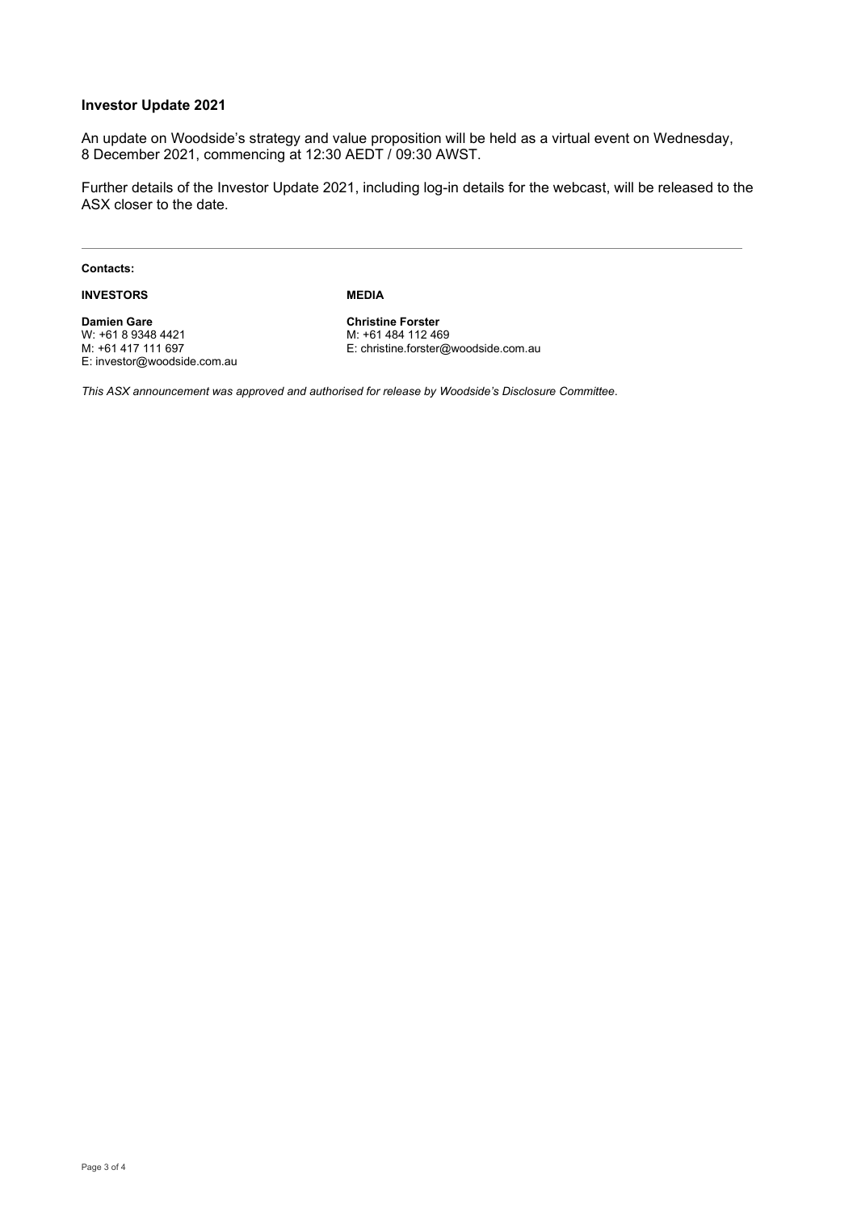**Investor Update 2021**

An update on Woodside's strategy and value proposition will be held as a virtual event on Wednesday, 8 December 2021, commencing at 12:30 AEDT / 09:30 AWST.

Further details of the Investor Update 2021, including log-in details for the webcast, will be released to the ASX closer to the date.

---

**Contacts:**

**INVESTORS**

**Damien Gare**
W: +61 8 9348 4421
M: +61 417 111 697
E: investor@woodside.com.au

**MEDIA**

**Christine Forster**
M: +61 484 112 469
E: christine.forster@woodside.com.au

*This ASX announcement was approved and authorised for release by Woodside's Disclosure Committee.*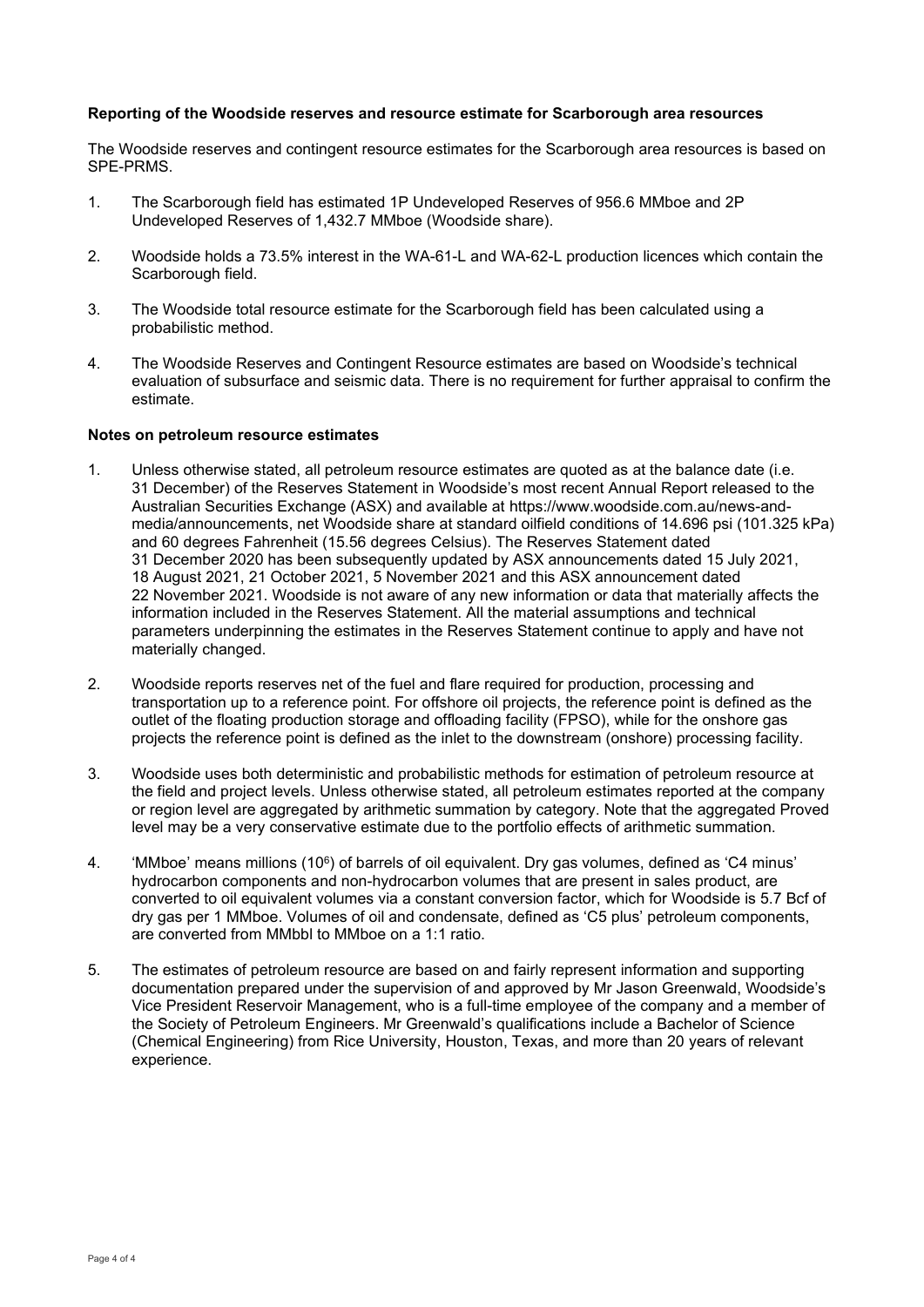**Reporting of the Woodside reserves and resource estimate for Scarborough area resources**

The Woodside reserves and contingent resource estimates for the Scarborough area resources is based on SPE-PRMS.

1. The Scarborough field has estimated 1P Undeveloped Reserves of 956.6 MMboe and 2P Undeveloped Reserves of 1,432.7 MMboe (Woodside share).
2. Woodside holds a 73.5% interest in the WA-61-L and WA-62-L production licences which contain the Scarborough field.
3. The Woodside total resource estimate for the Scarborough field has been calculated using a probabilistic method.
4. The Woodside Reserves and Contingent Resource estimates are based on Woodside's technical evaluation of subsurface and seismic data. There is no requirement for further appraisal to confirm the estimate.

**Notes on petroleum resource estimates**

1. Unless otherwise stated, all petroleum resource estimates are quoted as at the balance date (i.e. 31 December) of the Reserves Statement in Woodside's most recent Annual Report released to the Australian Securities Exchange (ASX) and available at https://www.woodside.com.au/news-and-media/announcements, net Woodside share at standard oilfield conditions of 14.696 psi (101.325 kPa) and 60 degrees Fahrenheit (15.56 degrees Celsius). The Reserves Statement dated 31 December 2020 has been subsequently updated by ASX announcements dated 15 July 2021, 18 August 2021, 21 October 2021, 5 November 2021 and this ASX announcement dated 22 November 2021. Woodside is not aware of any new information or data that materially affects the information included in the Reserves Statement. All the material assumptions and technical parameters underpinning the estimates in the Reserves Statement continue to apply and have not materially changed.
2. Woodside reports reserves net of the fuel and flare required for production, processing and transportation up to a reference point. For offshore oil projects, the reference point is defined as the outlet of the floating production storage and offloading facility (FPSO), while for the onshore gas projects the reference point is defined as the inlet to the downstream (onshore) processing facility.
3. Woodside uses both deterministic and probabilistic methods for estimation of petroleum resource at the field and project levels. Unless otherwise stated, all petroleum estimates reported at the company or region level are aggregated by arithmetic summation by category. Note that the aggregated Proved level may be a very conservative estimate due to the portfolio effects of arithmetic summation.
4. 'MMboe' means millions ($10^6$) of barrels of oil equivalent. Dry gas volumes, defined as 'C4 minus' hydrocarbon components and non-hydrocarbon volumes that are present in sales product, are converted to oil equivalent volumes via a constant conversion factor, which for Woodside is 5.7 Bcf of dry gas per 1 MMboe. Volumes of oil and condensate, defined as 'C5 plus' petroleum components, are converted from MMbbl to MMboe on a 1:1 ratio.
5. The estimates of petroleum resource are based on and fairly represent information and supporting documentation prepared under the supervision of and approved by Mr Jason Greenwald, Woodside's Vice President Reservoir Management, who is a full-time employee of the company and a member of the Society of Petroleum Engineers. Mr Greenwald's qualifications include a Bachelor of Science (Chemical Engineering) from Rice University, Houston, Texas, and more than 20 years of relevant experience.